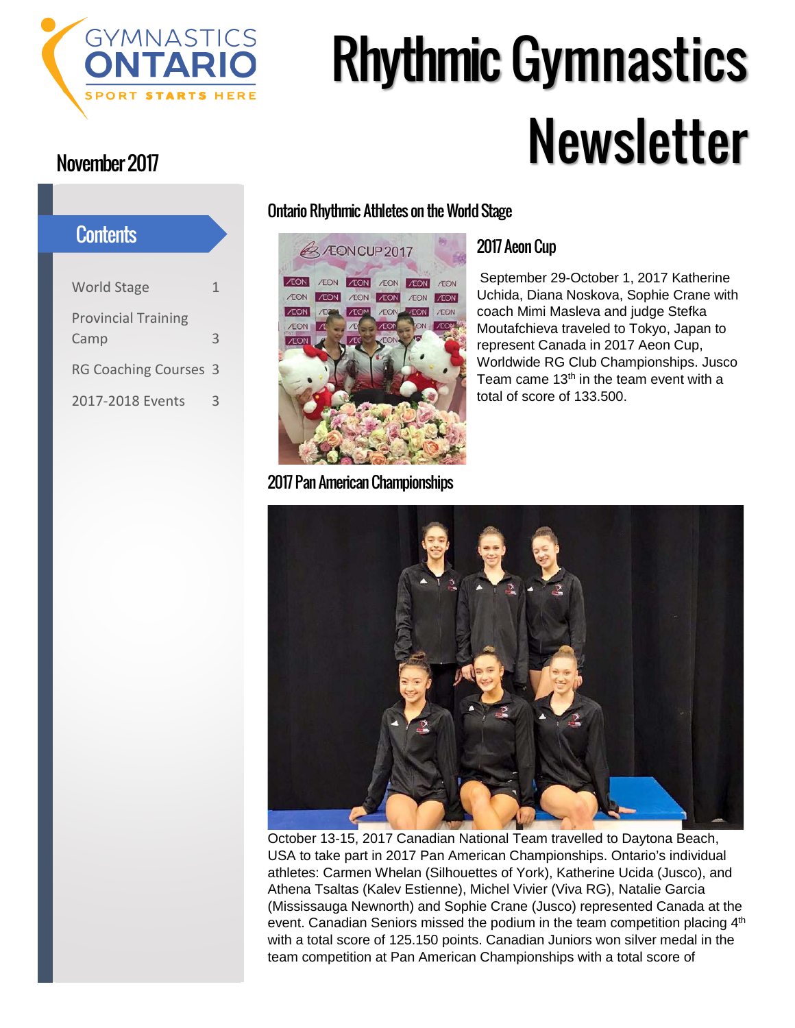GYMNASTICS ONTARIO
SPORT STARTS HERE

# Rhythmic Gymnastics Newsletter

November 2017

## Contents

| | |
|---|---|
| World Stage | 1 |
| Provincial Training Camp | 3 |
| RG Coaching Courses | 3 |
| 2017-2018 Events | 3 |

## Ontario Rhythmic Athletes on the World Stage

### 2017 Aeon Cup

September 29-October 1, 2017 Katherine Uchida, Diana Noskova, Sophie Crane with coach Mimi Masleva and judge Stefka Moutafchieva traveled to Tokyo, Japan to represent Canada in 2017 Aeon Cup, Worldwide RG Club Championships. Jusco Team came 13th in the team event with a total of score of 133.500.

### 2017 Pan American Championships

October 13-15, 2017 Canadian National Team travelled to Daytona Beach, USA to take part in 2017 Pan American Championships. Ontario's individual athletes: Carmen Whelan (Silhouettes of York), Katherine Ucida (Jusco), and Athena Tsaltas (Kalev Estienne), Michel Vivier (Viva RG), Natalie Garcia (Mississauga Newnorth) and Sophie Crane (Jusco) represented Canada at the event. Canadian Seniors missed the podium in the team competition placing 4th with a total score of 125.150 points. Canadian Juniors won silver medal in the team competition at Pan American Championships with a total score of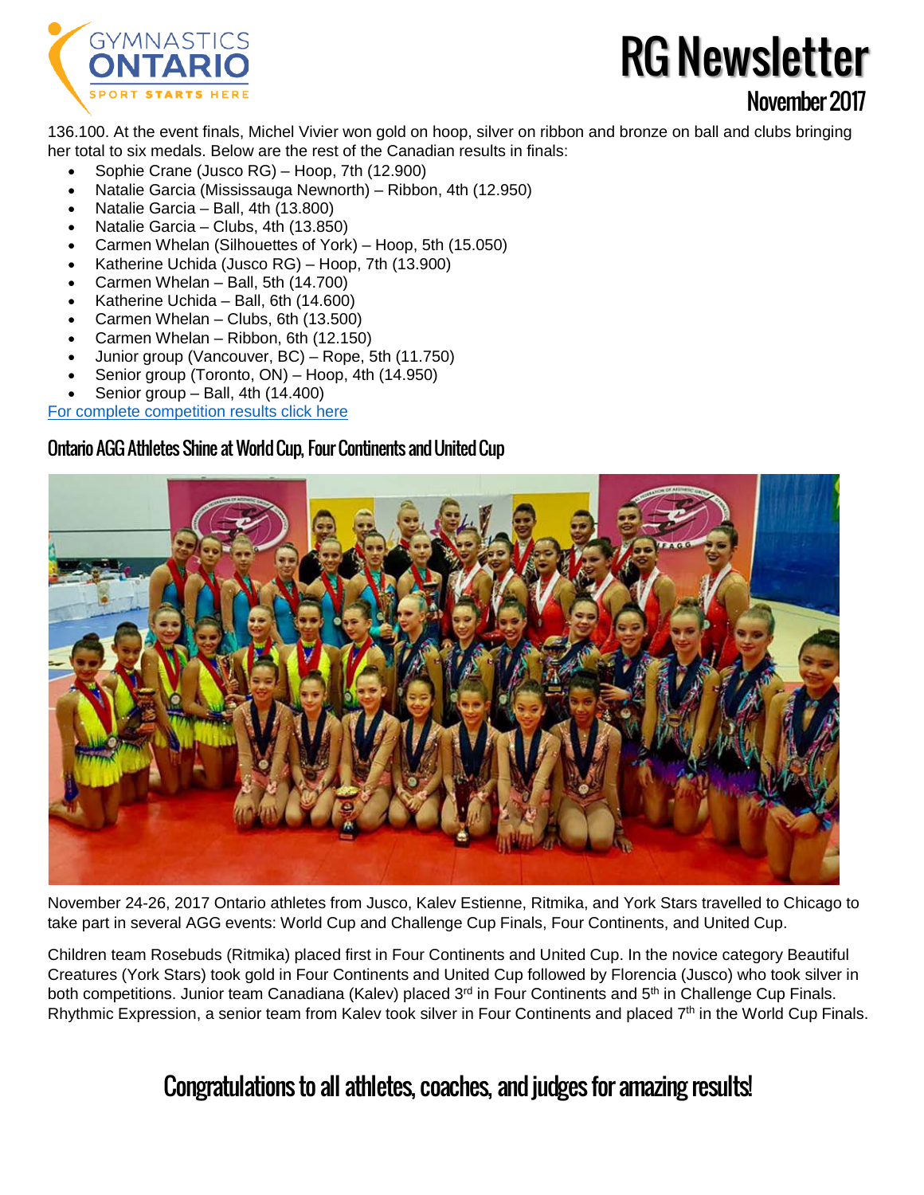136.100. At the event finals, Michel Vivier won gold on hoop, silver on ribbon and bronze on ball and clubs bringing her total to six medals. Below are the rest of the Canadian results in finals:

- Sophie Crane (Jusco RG) – Hoop, 7th (12.900)
- Natalie Garcia (Mississauga Newnorth) – Ribbon, 4th (12.950)
- Natalie Garcia – Ball, 4th (13.800)
- Natalie Garcia – Clubs, 4th (13.850)
- Carmen Whelan (Silhouettes of York) – Hoop, 5th (15.050)
- Katherine Uchida (Jusco RG) – Hoop, 7th (13.900)
- Carmen Whelan – Ball, 5th (14.700)
- Katherine Uchida – Ball, 6th (14.600)
- Carmen Whelan – Clubs, 6th (13.500)
- Carmen Whelan – Ribbon, 6th (12.150)
- Junior group (Vancouver, BC) – Rope, 5th (11.750)
- Senior group (Toronto, ON) – Hoop, 4th (14.950)
- Senior group – Ball, 4th (14.400)

For complete competition results click here

## Ontario AGG Athletes Shine at World Cup, Four Continents and United Cup

November 24-26, 2017 Ontario athletes from Jusco, Kalev Estienne, Ritmika, and York Stars travelled to Chicago to take part in several AGG events: World Cup and Challenge Cup Finals, Four Continents, and United Cup.

Children team Rosebuds (Ritmika) placed first in Four Continents and United Cup. In the novice category Beautiful Creatures (York Stars) took gold in Four Continents and United Cup followed by Florencia (Jusco) who took silver in both competitions. Junior team Canadiana (Kalev) placed 3rd in Four Continents and 5th in Challenge Cup Finals. Rhythmic Expression, a senior team from Kalev took silver in Four Continents and placed 7th in the World Cup Finals.

## Congratulations to all athletes, coaches, and judges for amazing results!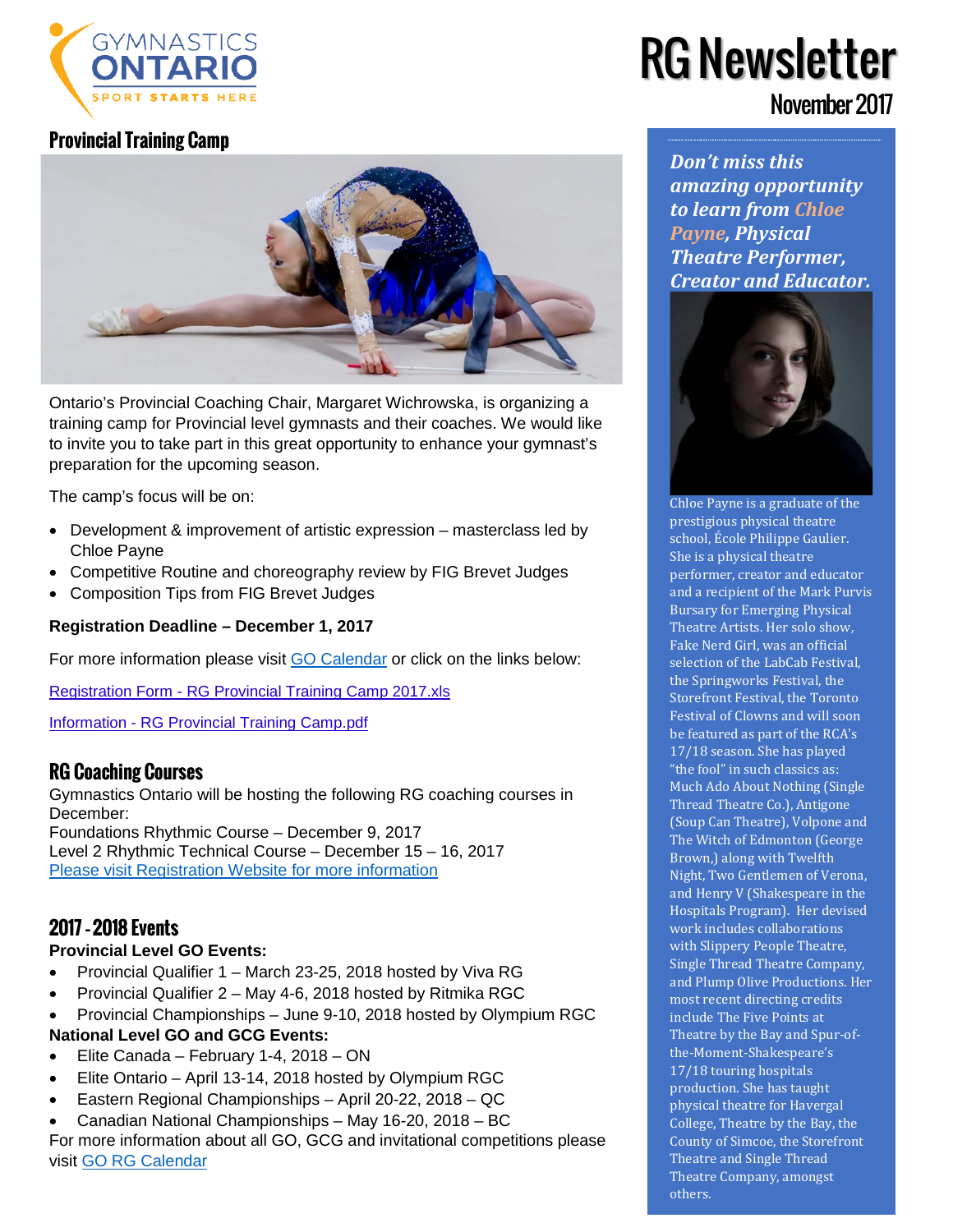# RG Newsletter

November 2017

## Provincial Training Camp

Ontario's Provincial Coaching Chair, Margaret Wichrowska, is organizing a training camp for Provincial level gymnasts and their coaches. We would like to invite you to take part in this great opportunity to enhance your gymnast's preparation for the upcoming season.

The camp's focus will be on:

- Development & improvement of artistic expression – masterclass led by Chloe Payne
- Competitive Routine and choreography review by FIG Brevet Judges
- Composition Tips from FIG Brevet Judges

**Registration Deadline – December 1, 2017**

For more information please visit GO Calendar or click on the links below:

Registration Form - RG Provincial Training Camp 2017.xls

Information - RG Provincial Training Camp.pdf

## RG Coaching Courses

Gymnastics Ontario will be hosting the following RG coaching courses in December:
Foundations Rhythmic Course – December 9, 2017
Level 2 Rhythmic Technical Course – December 15 – 16, 2017
Please visit Registration Website for more information

## 2017 - 2018 Events

**Provincial Level GO Events:**

- Provincial Qualifier 1 – March 23-25, 2018 hosted by Viva RG
- Provincial Qualifier 2 – May 4-6, 2018 hosted by Ritmika RGC
- Provincial Championships – June 9-10, 2018 hosted by Olympium RGC

**National Level GO and GCG Events:**

- Elite Canada – February 1-4, 2018 – ON
- Elite Ontario – April 13-14, 2018 hosted by Olympium RGC
- Eastern Regional Championships – April 20-22, 2018 – QC
- Canadian National Championships – May 16-20, 2018 – BC

For more information about all GO, GCG and invitational competitions please visit GO RG Calendar

***Don't miss this amazing opportunity to learn from Chloe Payne, Physical Theatre Performer, Creator and Educator.***

Chloe Payne is a graduate of the prestigious physical theatre school, École Philippe Gaulier. She is a physical theatre performer, creator and educator and a recipient of the Mark Purvis Bursary for Emerging Physical Theatre Artists. Her solo show, Fake Nerd Girl, was an official selection of the LabCab Festival, the Springworks Festival, the Storefront Festival, the Toronto Festival of Clowns and will soon be featured as part of the RCA's 17/18 season. She has played "the fool" in such classics as: Much Ado About Nothing (Single Thread Theatre Co.), Antigone (Soup Can Theatre), Volpone and The Witch of Edmonton (George Brown,) along with Twelfth Night, Two Gentlemen of Verona, and Henry V (Shakespeare in the Hospitals Program). Her devised work includes collaborations with Slippery People Theatre, Single Thread Theatre Company, and Plump Olive Productions. Her most recent directing credits include The Five Points at Theatre by the Bay and Spur-of-the-Moment-Shakespeare's 17/18 touring hospitals production. She has taught physical theatre for Havergal College, Theatre by the Bay, the County of Simcoe, the Storefront Theatre and Single Thread Theatre Company, amongst others.